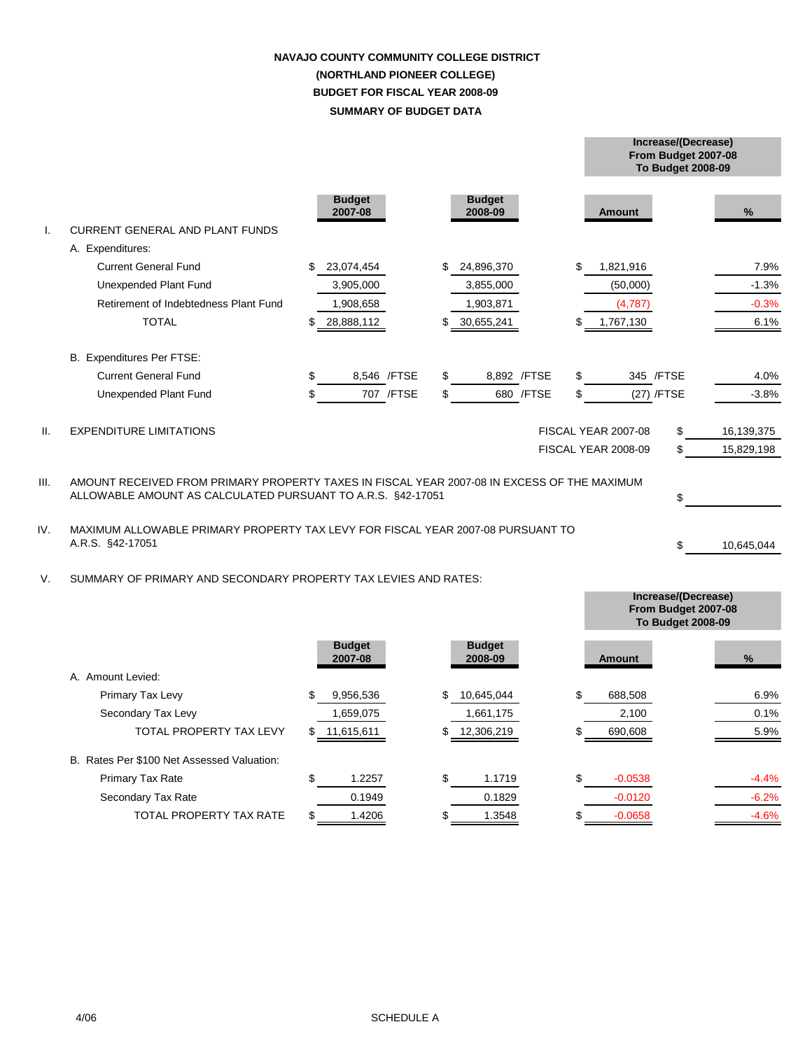# NAVAJO COUNTY COMMUNITY COLLEGE DISTRICT
## (NORTHLAND PIONEER COLLEGE)
## BUDGET FOR FISCAL YEAR 2008-09
## SUMMARY OF BUDGET DATA

| | | Budget 2007-08 | Budget 2008-09 | Increase/(Decrease) From Budget 2007-08 To Budget 2008-09 Amount | % |
|---|---|---|---|---|---|
| I. | CURRENT GENERAL AND PLANT FUNDS | | | | |
| | A. Expenditures: | | | | |
| | Current General Fund | $ 23,074,454 | $ 24,896,370 | $ 1,821,916 | 7.9% |
| | Unexpended Plant Fund | 3,905,000 | 3,855,000 | (50,000) | -1.3% |
| | Retirement of Indebtedness Plant Fund | 1,908,658 | 1,903,871 | (4,787) | -0.3% |
| | TOTAL | $ 28,888,112 | $ 30,655,241 | $ 1,767,130 | 6.1% |
| | B. Expenditures Per FTSE: | | | | |
| | Current General Fund | $ 8,546 /FTSE | $ 8,892 /FTSE | $ 345 /FTSE | 4.0% |
| | Unexpended Plant Fund | $ 707 /FTSE | $ 680 /FTSE | $ (27) /FTSE | -3.8% |

II. EXPENDITURE LIMITATIONS

| | |
|---|---|
| FISCAL YEAR 2007-08 | $ 16,139,375 |
| FISCAL YEAR 2008-09 | $ 15,829,198 |

III. AMOUNT RECEIVED FROM PRIMARY PROPERTY TAXES IN FISCAL YEAR 2007-08 IN EXCESS OF THE MAXIMUM ALLOWABLE AMOUNT AS CALCULATED PURSUANT TO A.R.S. §42-17051 $

IV. MAXIMUM ALLOWABLE PRIMARY PROPERTY TAX LEVY FOR FISCAL YEAR 2007-08 PURSUANT TO A.R.S. §42-17051 $ 10,645,044

V. SUMMARY OF PRIMARY AND SECONDARY PROPERTY TAX LEVIES AND RATES:

| | Budget 2007-08 | Budget 2008-09 | Increase/(Decrease) From Budget 2007-08 To Budget 2008-09 Amount | % |
|---|---|---|---|---|
| A. Amount Levied: | | | | |
| Primary Tax Levy | $ 9,956,536 | $ 10,645,044 | $ 688,508 | 6.9% |
| Secondary Tax Levy | 1,659,075 | 1,661,175 | 2,100 | 0.1% |
| TOTAL PROPERTY TAX LEVY | $ 11,615,611 | $ 12,306,219 | $ 690,608 | 5.9% |
| B. Rates Per $100 Net Assessed Valuation: | | | | |
| Primary Tax Rate | $ 1.2257 | $ 1.1719 | $ -0.0538 | -4.4% |
| Secondary Tax Rate | 0.1949 | 0.1829 | -0.0120 | -6.2% |
| TOTAL PROPERTY TAX RATE | $ 1.4206 | $ 1.3548 | $ -0.0658 | -4.6% |

4/06

SCHEDULE A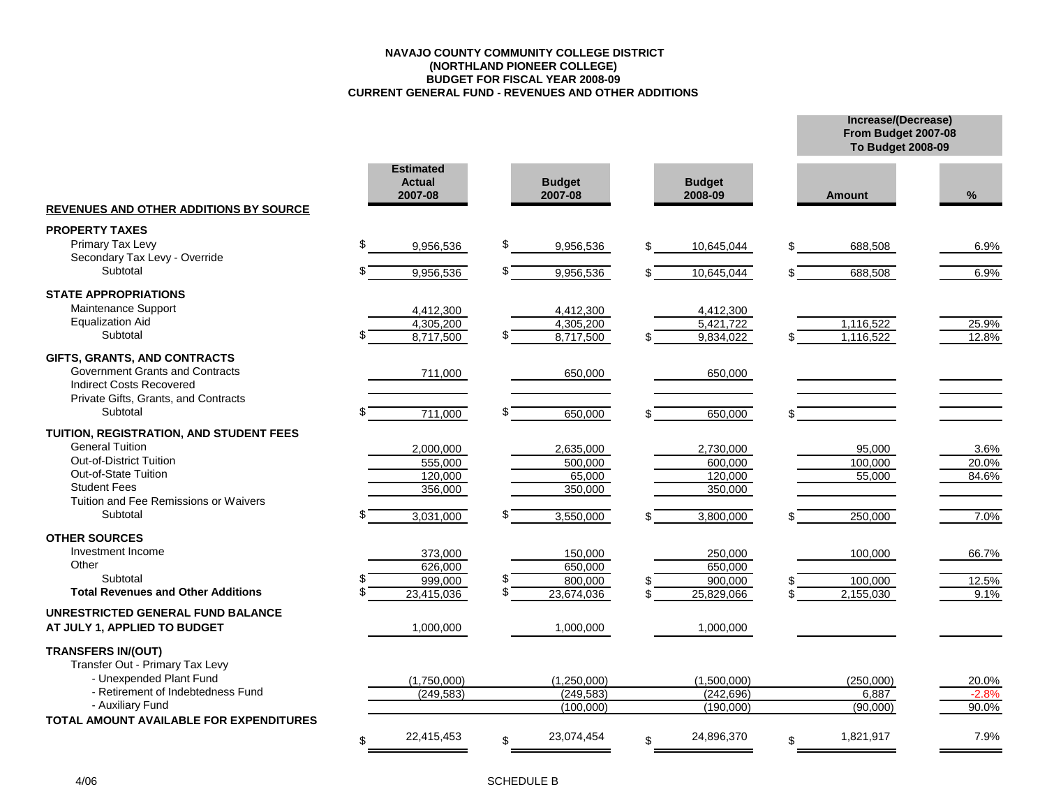**NAVAJO COUNTY COMMUNITY COLLEGE DISTRICT**
**(NORTHLAND PIONEER COLLEGE)**
**BUDGET FOR FISCAL YEAR 2008-09**
**CURRENT GENERAL FUND - REVENUES AND OTHER ADDITIONS**

| REVENUES AND OTHER ADDITIONS BY SOURCE | Estimated Actual 2007-08 | Budget 2007-08 | Budget 2008-09 | Increase/(Decrease) From Budget 2007-08 To Budget 2008-09 Amount | % |
|---|---|---|---|---|---|
| **PROPERTY TAXES** | | | | | |
| Primary Tax Levy | $ 9,956,536 | $ 9,956,536 | $ 10,645,044 | $ 688,508 | 6.9% |
| Secondary Tax Levy - Override | | | | | |
| Subtotal | $ 9,956,536 | $ 9,956,536 | $ 10,645,044 | $ 688,508 | 6.9% |
| **STATE APPROPRIATIONS** | | | | | |
| Maintenance Support | 4,412,300 | 4,412,300 | 4,412,300 | | |
| Equalization Aid | 4,305,200 | 4,305,200 | 5,421,722 | 1,116,522 | 25.9% |
| Subtotal | $ 8,717,500 | $ 8,717,500 | $ 9,834,022 | $ 1,116,522 | 12.8% |
| **GIFTS, GRANTS, AND CONTRACTS** | | | | | |
| Government Grants and Contracts | 711,000 | 650,000 | 650,000 | | |
| Indirect Costs Recovered | | | | | |
| Private Gifts, Grants, and Contracts | | | | | |
| Subtotal | $ 711,000 | $ 650,000 | $ 650,000 | $ | |
| **TUITION, REGISTRATION, AND STUDENT FEES** | | | | | |
| General Tuition | 2,000,000 | 2,635,000 | 2,730,000 | 95,000 | 3.6% |
| Out-of-District Tuition | 555,000 | 500,000 | 600,000 | 100,000 | 20.0% |
| Out-of-State Tuition | 120,000 | 65,000 | 120,000 | 55,000 | 84.6% |
| Student Fees | 356,000 | 350,000 | 350,000 | | |
| Tuition and Fee Remissions or Waivers | | | | | |
| Subtotal | $ 3,031,000 | $ 3,550,000 | $ 3,800,000 | $ 250,000 | 7.0% |
| **OTHER SOURCES** | | | | | |
| Investment Income | 373,000 | 150,000 | 250,000 | 100,000 | 66.7% |
| Other | 626,000 | 650,000 | 650,000 | | |
| Subtotal | $ 999,000 | $ 800,000 | $ 900,000 | $ 100,000 | 12.5% |
| **Total Revenues and Other Additions** | $ 23,415,036 | $ 23,674,036 | $ 25,829,066 | $ 2,155,030 | 9.1% |
| **UNRESTRICTED GENERAL FUND BALANCE AT JULY 1, APPLIED TO BUDGET** | 1,000,000 | 1,000,000 | 1,000,000 | | |
| **TRANSFERS IN/(OUT)** | | | | | |
| Transfer Out - Primary Tax Levy | | | | | |
| - Unexpended Plant Fund | (1,750,000) | (1,250,000) | (1,500,000) | (250,000) | 20.0% |
| - Retirement of Indebtedness Fund | (249,583) | (249,583) | (242,696) | 6,887 | -2.8% |
| - Auxiliary Fund | | (100,000) | (190,000) | (90,000) | 90.0% |
| **TOTAL AMOUNT AVAILABLE FOR EXPENDITURES** | $ 22,415,453 | $ 23,074,454 | $ 24,896,370 | $ 1,821,917 | 7.9% |

4/06

SCHEDULE B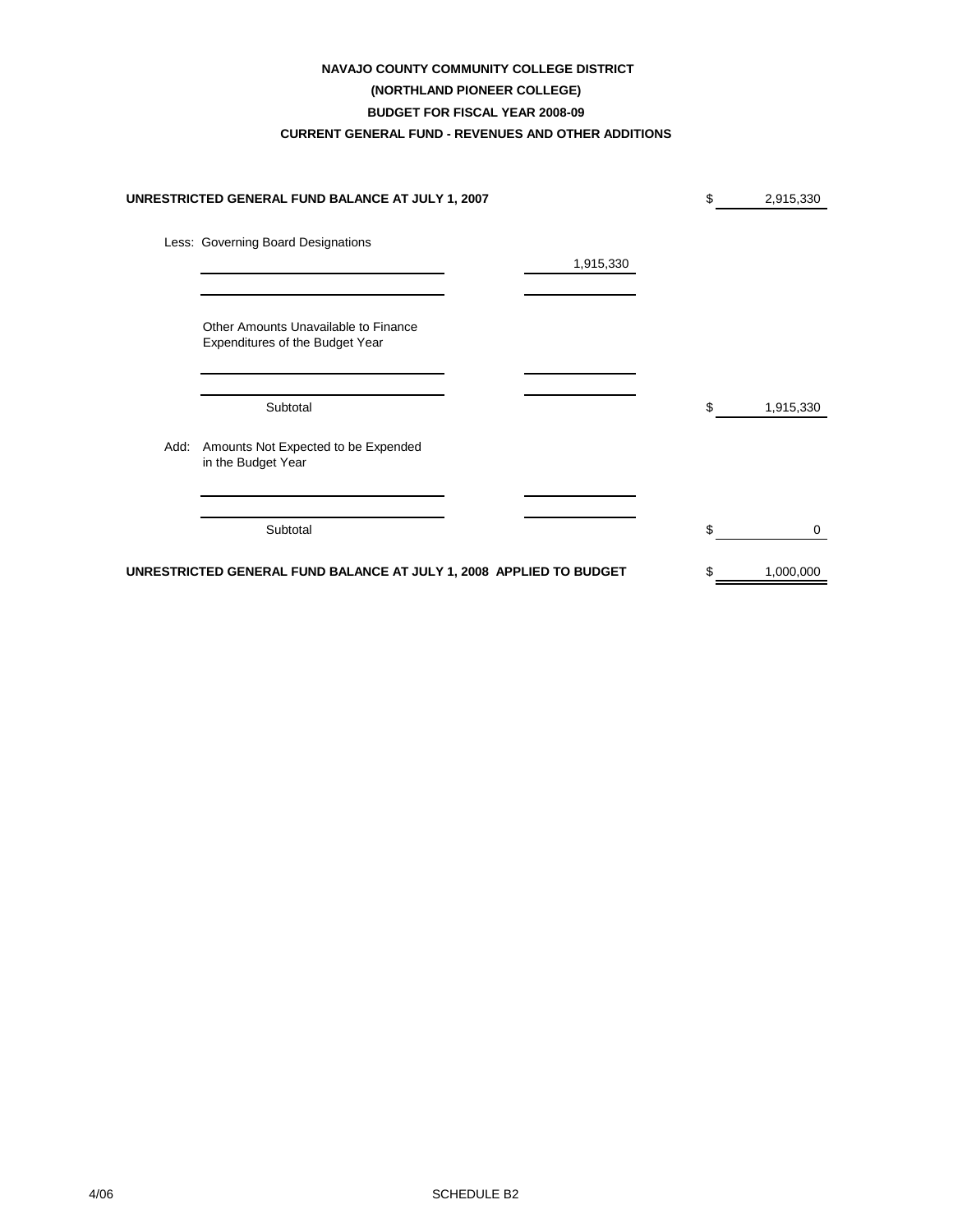**NAVAJO COUNTY COMMUNITY COLLEGE DISTRICT**

**(NORTHLAND PIONEER COLLEGE)**

**BUDGET FOR FISCAL YEAR 2008-09**

**CURRENT GENERAL FUND - REVENUES AND OTHER ADDITIONS**

| | | | |
|---|---|---|---|
| **UNRESTRICTED GENERAL FUND BALANCE AT JULY 1, 2007** | | $ | 2,915,330 |
| Less: Governing Board Designations | | | |
| | 1,915,330 | | |
| | | | |
| Other Amounts Unavailable to Finance Expenditures of the Budget Year | | | |
| | | | |
| | | | |
| Subtotal | | $ | 1,915,330 |
| Add: Amounts Not Expected to be Expended in the Budget Year | | | |
| | | | |
| | | | |
| Subtotal | | $ | 0 |
| **UNRESTRICTED GENERAL FUND BALANCE AT JULY 1, 2008 APPLIED TO BUDGET** | | $ | 1,000,000 |

4/06

SCHEDULE B2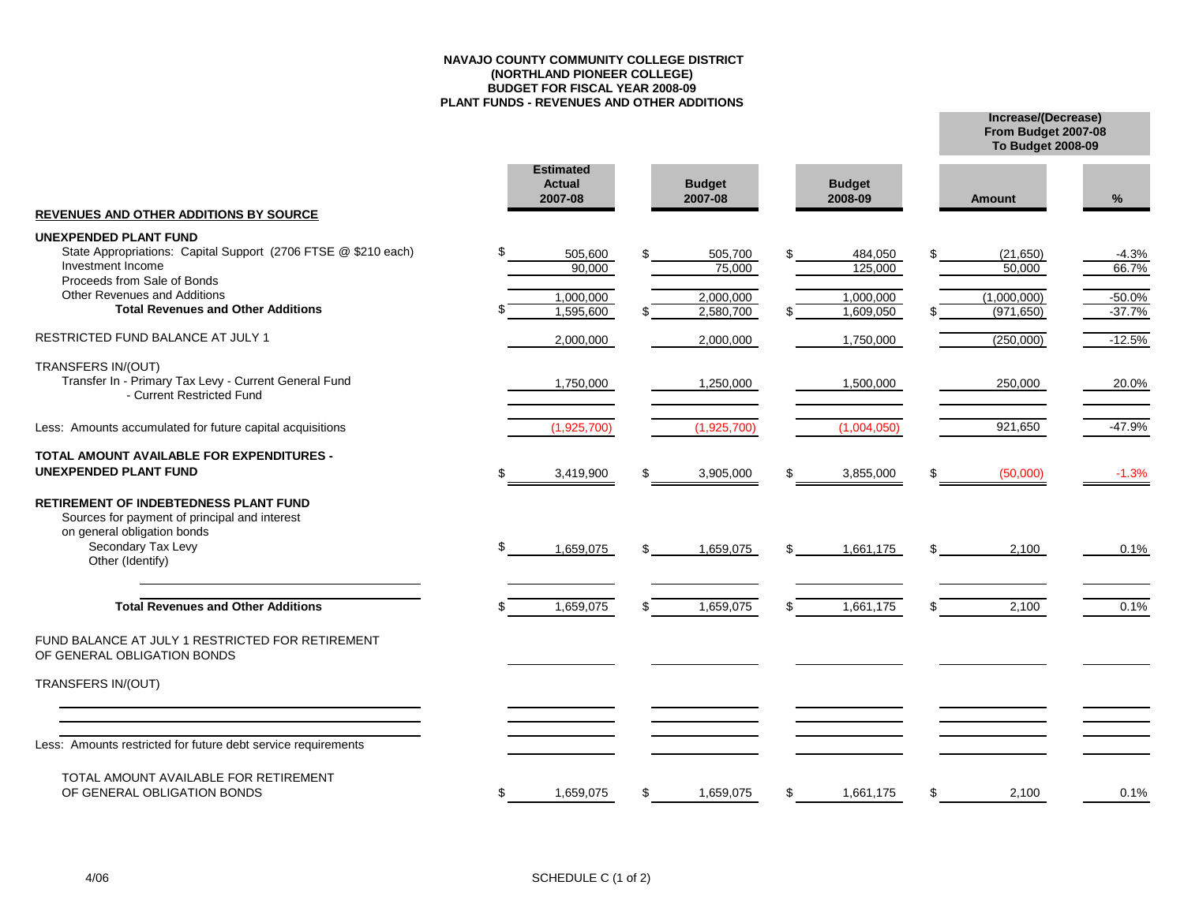**NAVAJO COUNTY COMMUNITY COLLEGE DISTRICT**
**(NORTHLAND PIONEER COLLEGE)**
**BUDGET FOR FISCAL YEAR 2008-09**
**PLANT FUNDS - REVENUES AND OTHER ADDITIONS**

| REVENUES AND OTHER ADDITIONS BY SOURCE | Estimated Actual 2007-08 | Budget 2007-08 | Budget 2008-09 | Increase/(Decrease) From Budget 2007-08 To Budget 2008-09 Amount | % |
|---|---|---|---|---|---|
| **UNEXPENDED PLANT FUND** | | | | | |
| State Appropriations: Capital Support (2706 FTSE @ $210 each) | $ 505,600 | $ 505,700 | $ 484,050 | $ (21,650) | -4.3% |
| Investment Income | 90,000 | 75,000 | 125,000 | 50,000 | 66.7% |
| Proceeds from Sale of Bonds | | | | | |
| Other Revenues and Additions | 1,000,000 | 2,000,000 | 1,000,000 | (1,000,000) | -50.0% |
| **Total Revenues and Other Additions** | $ 1,595,600 | $ 2,580,700 | $ 1,609,050 | $ (971,650) | -37.7% |
| RESTRICTED FUND BALANCE AT JULY 1 | 2,000,000 | 2,000,000 | 1,750,000 | (250,000) | -12.5% |
| TRANSFERS IN/(OUT) | | | | | |
| Transfer In - Primary Tax Levy - Current General Fund | 1,750,000 | 1,250,000 | 1,500,000 | 250,000 | 20.0% |
| - Current Restricted Fund | | | | | |
| Less: Amounts accumulated for future capital acquisitions | (1,925,700) | (1,925,700) | (1,004,050) | 921,650 | -47.9% |
| **TOTAL AMOUNT AVAILABLE FOR EXPENDITURES - UNEXPENDED PLANT FUND** | $ 3,419,900 | $ 3,905,000 | $ 3,855,000 | $ (50,000) | -1.3% |
| **RETIREMENT OF INDEBTEDNESS PLANT FUND** | | | | | |
| Sources for payment of principal and interest on general obligation bonds | | | | | |
| Secondary Tax Levy | $ 1,659,075 | $ 1,659,075 | $ 1,661,175 | $ 2,100 | 0.1% |
| Other (Identify) | | | | | |
| | | | | | |
| **Total Revenues and Other Additions** | $ 1,659,075 | $ 1,659,075 | $ 1,661,175 | $ 2,100 | 0.1% |
| FUND BALANCE AT JULY 1 RESTRICTED FOR RETIREMENT OF GENERAL OBLIGATION BONDS | | | | | |
| TRANSFERS IN/(OUT) | | | | | |
| | | | | | |
| | | | | | |
| Less: Amounts restricted for future debt service requirements | | | | | |
| TOTAL AMOUNT AVAILABLE FOR RETIREMENT OF GENERAL OBLIGATION BONDS | $ 1,659,075 | $ 1,659,075 | $ 1,661,175 | $ 2,100 | 0.1% |

4/06

SCHEDULE C (1 of 2)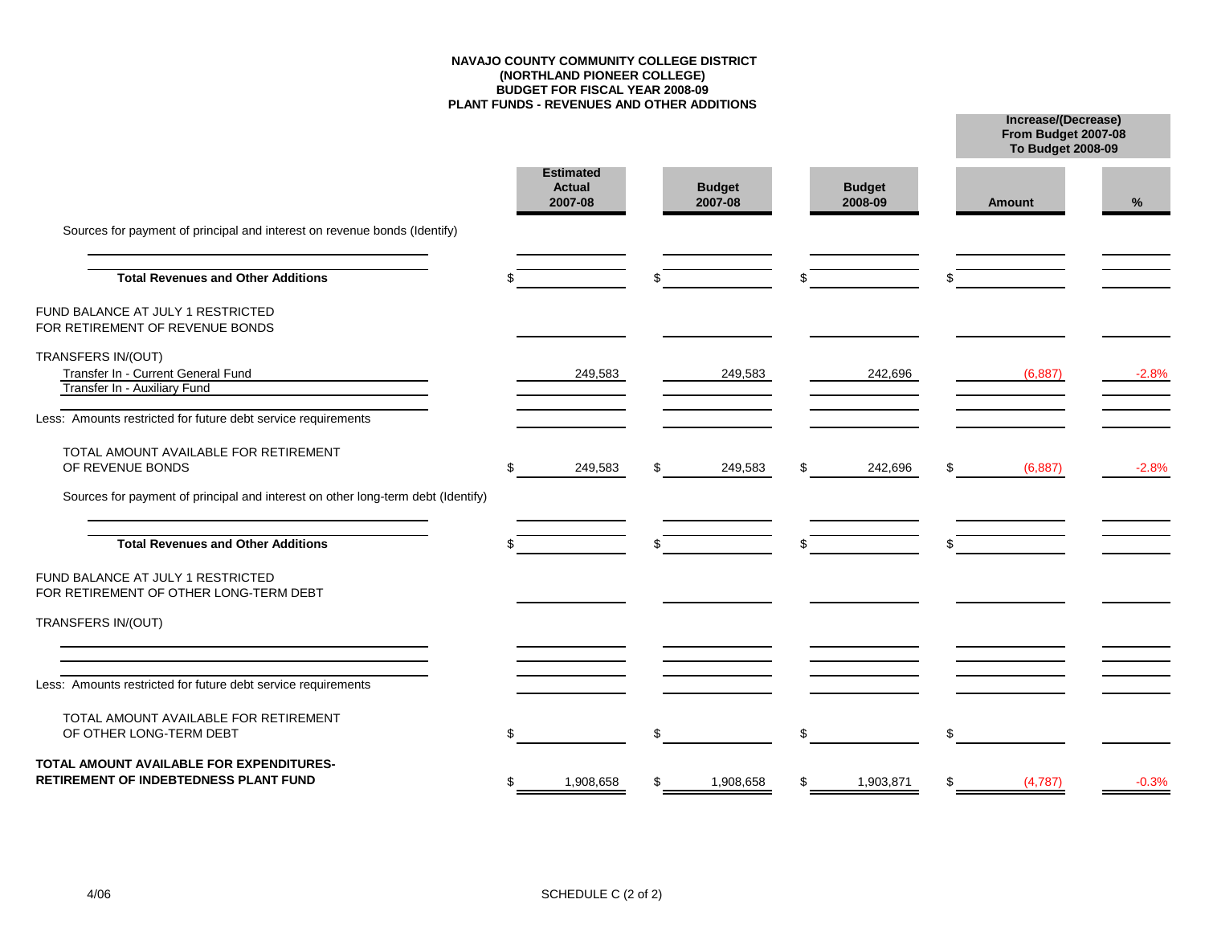**NAVAJO COUNTY COMMUNITY COLLEGE DISTRICT**
**(NORTHLAND PIONEER COLLEGE)**
**BUDGET FOR FISCAL YEAR 2008-09**
**PLANT FUNDS - REVENUES AND OTHER ADDITIONS**

| | Estimated Actual 2007-08 | Budget 2007-08 | Budget 2008-09 | Increase/(Decrease) From Budget 2007-08 To Budget 2008-09 | |
|---|---|---|---|---|---|
| | | | | Amount | % |
| Sources for payment of principal and interest on revenue bonds (Identify) | | | | | |
| | | | | | |
| **Total Revenues and Other Additions** | $ | $ | $ | $ | |
| FUND BALANCE AT JULY 1 RESTRICTED FOR RETIREMENT OF REVENUE BONDS | | | | | |
| TRANSFERS IN/(OUT) | | | | | |
| Transfer In - Current General Fund | 249,583 | 249,583 | 242,696 | (6,887) | -2.8% |
| Transfer In - Auxiliary Fund | | | | | |
| Less: Amounts restricted for future debt service requirements | | | | | |
| TOTAL AMOUNT AVAILABLE FOR RETIREMENT OF REVENUE BONDS | $ 249,583 | $ 249,583 | $ 242,696 | $ (6,887) | -2.8% |
| Sources for payment of principal and interest on other long-term debt (Identify) | | | | | |
| | | | | | |
| **Total Revenues and Other Additions** | $ | $ | $ | $ | |
| FUND BALANCE AT JULY 1 RESTRICTED FOR RETIREMENT OF OTHER LONG-TERM DEBT | | | | | |
| TRANSFERS IN/(OUT) | | | | | |
| | | | | | |
| | | | | | |
| Less: Amounts restricted for future debt service requirements | | | | | |
| TOTAL AMOUNT AVAILABLE FOR RETIREMENT OF OTHER LONG-TERM DEBT | $ | $ | $ | $ | |
| **TOTAL AMOUNT AVAILABLE FOR EXPENDITURES-RETIREMENT OF INDEBTEDNESS PLANT FUND** | $ 1,908,658 | $ 1,908,658 | $ 1,903,871 | $ (4,787) | -0.3% |

4/06

SCHEDULE C (2 of 2)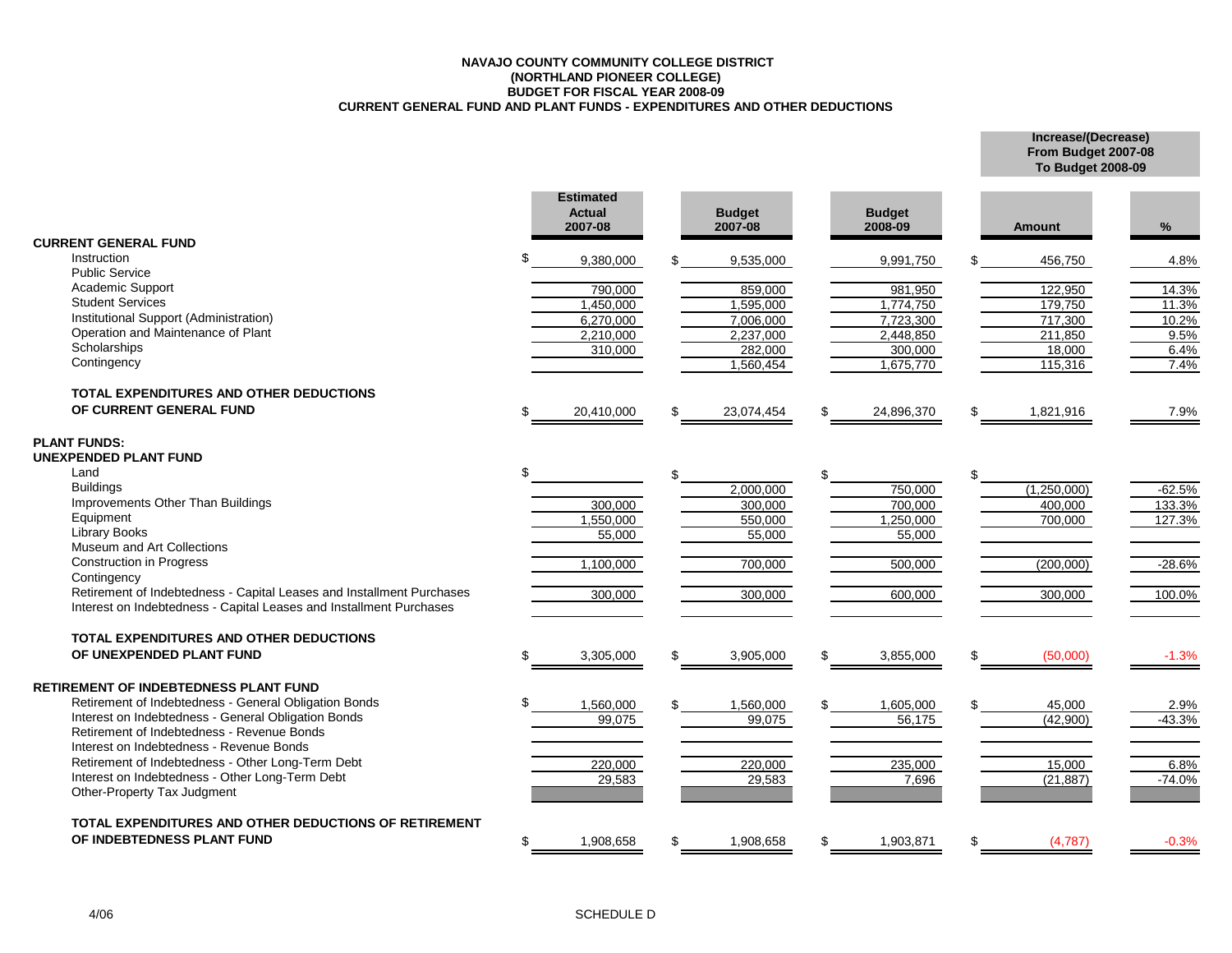**NAVAJO COUNTY COMMUNITY COLLEGE DISTRICT**
**(NORTHLAND PIONEER COLLEGE)**
**BUDGET FOR FISCAL YEAR 2008-09**
**CURRENT GENERAL FUND AND PLANT FUNDS - EXPENDITURES AND OTHER DEDUCTIONS**

| | Estimated Actual 2007-08 | Budget 2007-08 | Budget 2008-09 | Increase/(Decrease) From Budget 2007-08 To Budget 2008-09 | |
|---|---|---|---|---|---|
| | | | | Amount | % |
| **CURRENT GENERAL FUND** | | | | | |
| Instruction | $ 9,380,000 | $ 9,535,000 | 9,991,750 | $ 456,750 | 4.8% |
| Public Service | | | | | |
| Academic Support | 790,000 | 859,000 | 981,950 | 122,950 | 14.3% |
| Student Services | 1,450,000 | 1,595,000 | 1,774,750 | 179,750 | 11.3% |
| Institutional Support (Administration) | 6,270,000 | 7,006,000 | 7,723,300 | 717,300 | 10.2% |
| Operation and Maintenance of Plant | 2,210,000 | 2,237,000 | 2,448,850 | 211,850 | 9.5% |
| Scholarships | 310,000 | 282,000 | 300,000 | 18,000 | 6.4% |
| Contingency | | 1,560,454 | 1,675,770 | 115,316 | 7.4% |
| **TOTAL EXPENDITURES AND OTHER DEDUCTIONS OF CURRENT GENERAL FUND** | $ 20,410,000 | $ 23,074,454 | $ 24,896,370 | $ 1,821,916 | 7.9% |
| **PLANT FUNDS:** | | | | | |
| **UNEXPENDED PLANT FUND** | | | | | |
| Land | $ | $ | $ | $ | |
| Buildings | | 2,000,000 | 750,000 | (1,250,000) | -62.5% |
| Improvements Other Than Buildings | 300,000 | 300,000 | 700,000 | 400,000 | 133.3% |
| Equipment | 1,550,000 | 550,000 | 1,250,000 | 700,000 | 127.3% |
| Library Books | 55,000 | 55,000 | 55,000 | | |
| Museum and Art Collections | | | | | |
| Construction in Progress | 1,100,000 | 700,000 | 500,000 | (200,000) | -28.6% |
| Contingency | | | | | |
| Retirement of Indebtedness - Capital Leases and Installment Purchases | 300,000 | 300,000 | 600,000 | 300,000 | 100.0% |
| Interest on Indebtedness - Capital Leases and Installment Purchases | | | | | |
| **TOTAL EXPENDITURES AND OTHER DEDUCTIONS OF UNEXPENDED PLANT FUND** | $ 3,305,000 | $ 3,905,000 | $ 3,855,000 | $ (50,000) | -1.3% |
| **RETIREMENT OF INDEBTEDNESS PLANT FUND** | | | | | |
| Retirement of Indebtedness - General Obligation Bonds | $ 1,560,000 | $ 1,560,000 | $ 1,605,000 | $ 45,000 | 2.9% |
| Interest on Indebtedness - General Obligation Bonds | 99,075 | 99,075 | 56,175 | (42,900) | -43.3% |
| Retirement of Indebtedness - Revenue Bonds | | | | | |
| Interest on Indebtedness - Revenue Bonds | | | | | |
| Retirement of Indebtedness - Other Long-Term Debt | 220,000 | 220,000 | 235,000 | 15,000 | 6.8% |
| Interest on Indebtedness - Other Long-Term Debt | 29,583 | 29,583 | 7,696 | (21,887) | -74.0% |
| Other-Property Tax Judgment | | | | | |
| **TOTAL EXPENDITURES AND OTHER DEDUCTIONS OF RETIREMENT OF INDEBTEDNESS PLANT FUND** | $ 1,908,658 | $ 1,908,658 | $ 1,903,871 | $ (4,787) | -0.3% |

4/06

SCHEDULE D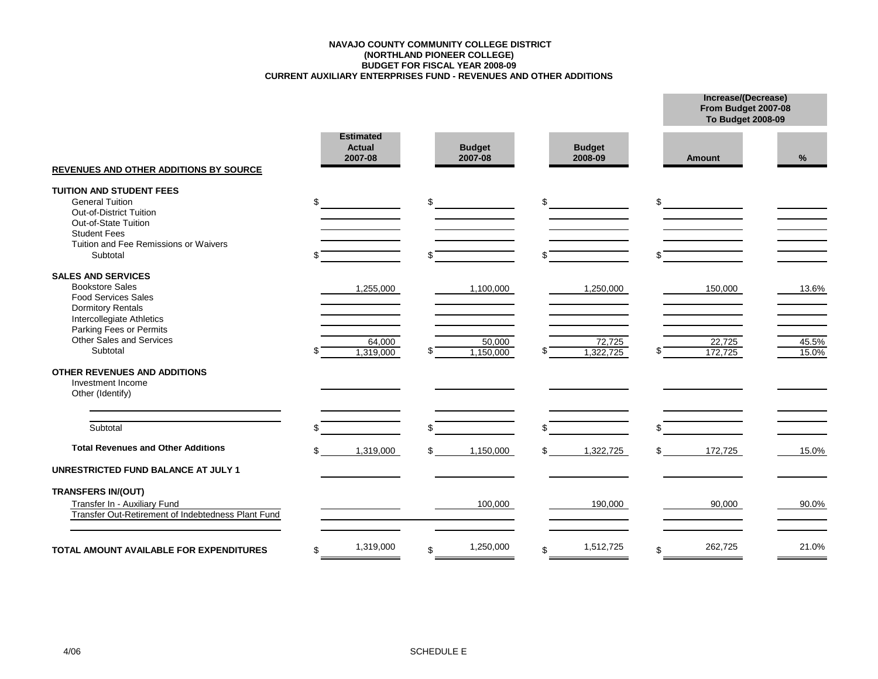**NAVAJO COUNTY COMMUNITY COLLEGE DISTRICT**
**(NORTHLAND PIONEER COLLEGE)**
**BUDGET FOR FISCAL YEAR 2008-09**
**CURRENT AUXILIARY ENTERPRISES FUND - REVENUES AND OTHER ADDITIONS**

| REVENUES AND OTHER ADDITIONS BY SOURCE | Estimated Actual 2007-08 | Budget 2007-08 | Budget 2008-09 | Increase/(Decrease) From Budget 2007-08 To Budget 2008-09 Amount | % |
|---|---|---|---|---|---|
| **TUITION AND STUDENT FEES** | | | | | |
| General Tuition | $ | $ | $ | $ | |
| Out-of-District Tuition | | | | | |
| Out-of-State Tuition | | | | | |
| Student Fees | | | | | |
| Tuition and Fee Remissions or Waivers | | | | | |
| Subtotal | $ | $ | $ | $ | |
| **SALES AND SERVICES** | | | | | |
| Bookstore Sales | 1,255,000 | 1,100,000 | 1,250,000 | 150,000 | 13.6% |
| Food Services Sales | | | | | |
| Dormitory Rentals | | | | | |
| Intercollegiate Athletics | | | | | |
| Parking Fees or Permits | | | | | |
| Other Sales and Services | 64,000 | 50,000 | 72,725 | 22,725 | 45.5% |
| Subtotal | $ 1,319,000 | $ 1,150,000 | $ 1,322,725 | $ 172,725 | 15.0% |
| **OTHER REVENUES AND ADDITIONS** | | | | | |
| Investment Income | | | | | |
| Other (Identify) | | | | | |
| | | | | | |
| | | | | | |
| Subtotal | $ | $ | $ | $ | |
| **Total Revenues and Other Additions** | $ 1,319,000 | $ 1,150,000 | $ 1,322,725 | $ 172,725 | 15.0% |
| **UNRESTRICTED FUND BALANCE AT JULY 1** | | | | | |
| **TRANSFERS IN/(OUT)** | | | | | |
| Transfer In - Auxiliary Fund | | 100,000 | 190,000 | 90,000 | 90.0% |
| Transfer Out-Retirement of Indebtedness Plant Fund | | | | | |
| | | | | | |
| **TOTAL AMOUNT AVAILABLE FOR EXPENDITURES** | $ 1,319,000 | $ 1,250,000 | $ 1,512,725 | $ 262,725 | 21.0% |

4/06 SCHEDULE E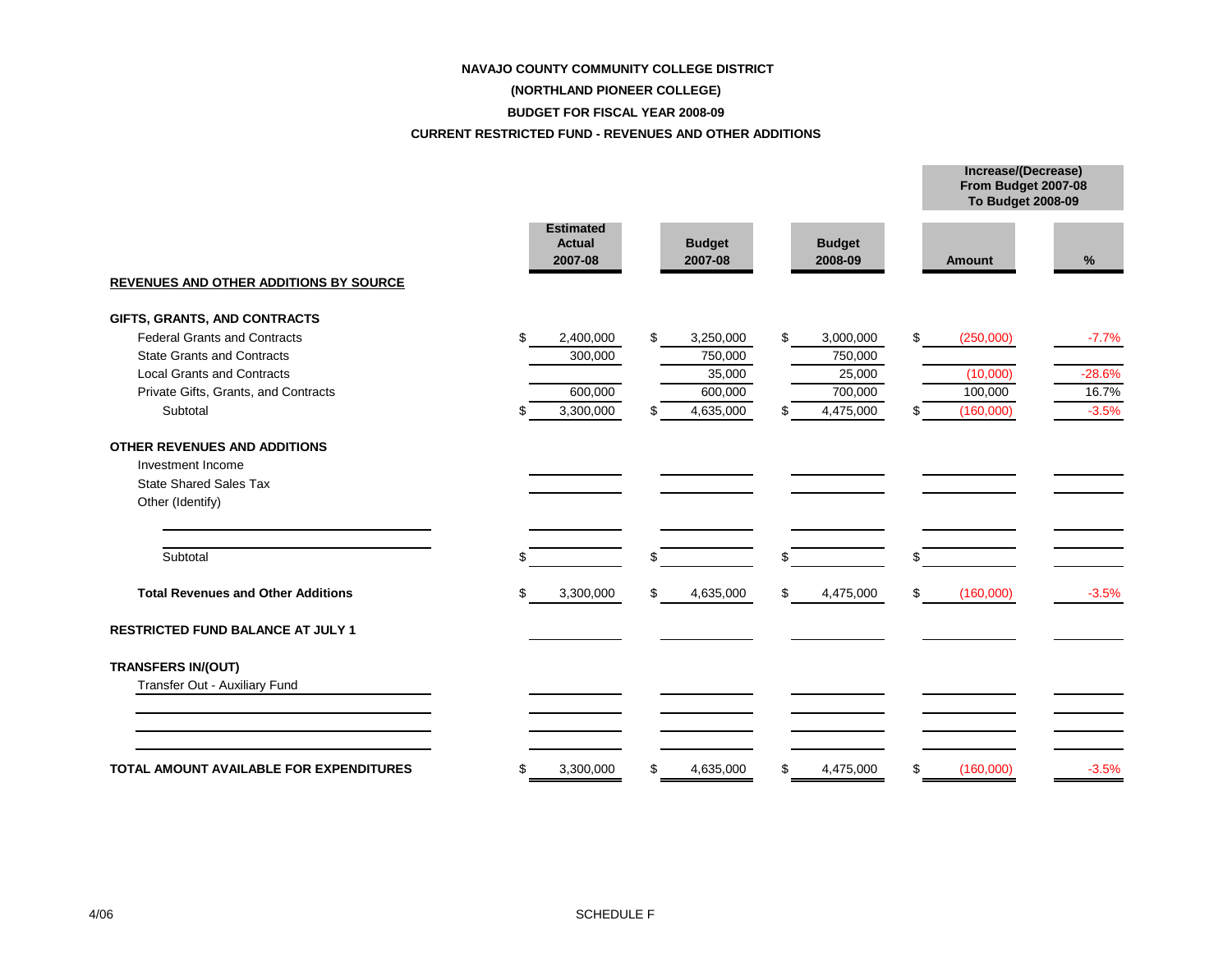# NAVAJO COUNTY COMMUNITY COLLEGE DISTRICT

## (NORTHLAND PIONEER COLLEGE)

## BUDGET FOR FISCAL YEAR 2008-09

## CURRENT RESTRICTED FUND - REVENUES AND OTHER ADDITIONS

| | Estimated Actual 2007-08 | Budget 2007-08 | Budget 2008-09 | Increase/(Decrease) From Budget 2007-08 To Budget 2008-09 | |
|---|---|---|---|---|---|
| | | | | Amount | % |
| **REVENUES AND OTHER ADDITIONS BY SOURCE** | | | | | |
| **GIFTS, GRANTS, AND CONTRACTS** | | | | | |
| Federal Grants and Contracts | $ 2,400,000 | $ 3,250,000 | $ 3,000,000 | $ (250,000) | -7.7% |
| State Grants and Contracts | 300,000 | 750,000 | 750,000 | | |
| Local Grants and Contracts | | 35,000 | 25,000 | (10,000) | -28.6% |
| Private Gifts, Grants, and Contracts | 600,000 | 600,000 | 700,000 | 100,000 | 16.7% |
| Subtotal | $ 3,300,000 | $ 4,635,000 | $ 4,475,000 | $ (160,000) | -3.5% |
| **OTHER REVENUES AND ADDITIONS** | | | | | |
| Investment Income | | | | | |
| State Shared Sales Tax | | | | | |
| Other (Identify) | | | | | |
| | | | | | |
| | | | | | |
| Subtotal | $ | $ | $ | $ | |
| **Total Revenues and Other Additions** | $ 3,300,000 | $ 4,635,000 | $ 4,475,000 | $ (160,000) | -3.5% |
| **RESTRICTED FUND BALANCE AT JULY 1** | | | | | |
| **TRANSFERS IN/(OUT)** | | | | | |
| Transfer Out - Auxiliary Fund | | | | | |
| | | | | | |
| | | | | | |
| | | | | | |
| **TOTAL AMOUNT AVAILABLE FOR EXPENDITURES** | $ 3,300,000 | $ 4,635,000 | $ 4,475,000 | $ (160,000) | -3.5% |

4/06

SCHEDULE F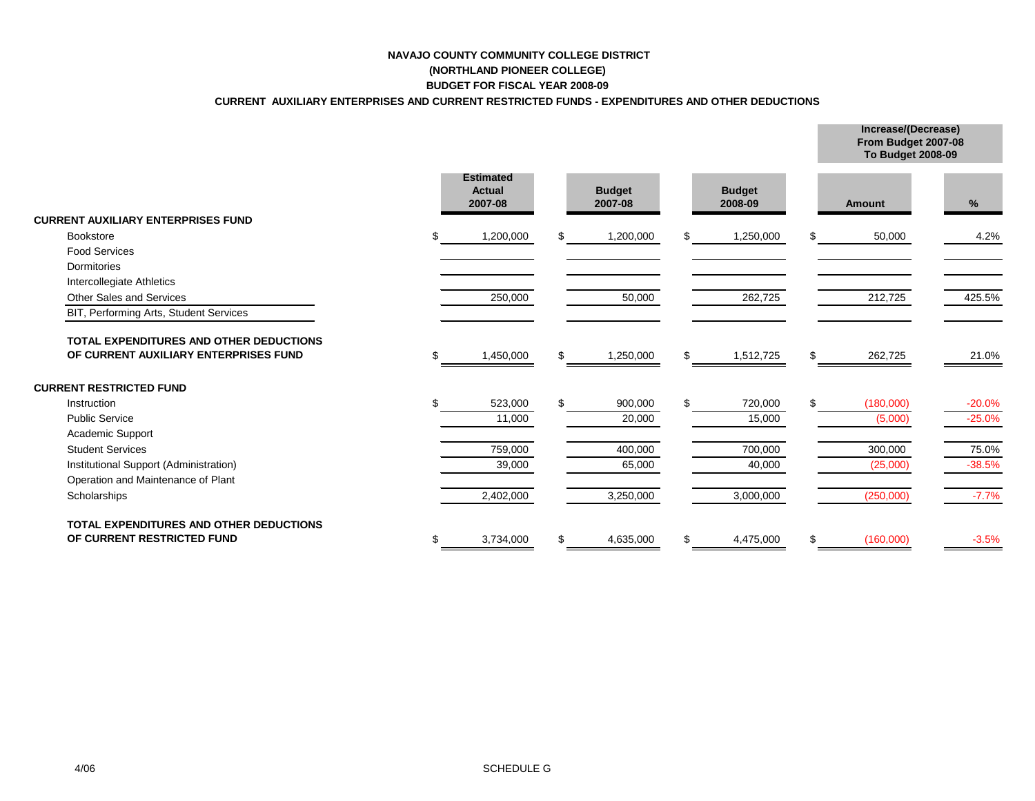**NAVAJO COUNTY COMMUNITY COLLEGE DISTRICT**

**(NORTHLAND PIONEER COLLEGE)**

**BUDGET FOR FISCAL YEAR 2008-09**

**CURRENT AUXILIARY ENTERPRISES AND CURRENT RESTRICTED FUNDS - EXPENDITURES AND OTHER DEDUCTIONS**

| | Estimated Actual 2007-08 | Budget 2007-08 | Budget 2008-09 | Increase/(Decrease) From Budget 2007-08 To Budget 2008-09 | |
|---|---|---|---|---|---|
| | | | | Amount | % |
| **CURRENT AUXILIARY ENTERPRISES FUND** | | | | | |
| Bookstore | $ 1,200,000 | $ 1,200,000 | $ 1,250,000 | $ 50,000 | 4.2% |
| Food Services | | | | | |
| Dormitories | | | | | |
| Intercollegiate Athletics | | | | | |
| Other Sales and Services | 250,000 | 50,000 | 262,725 | 212,725 | 425.5% |
| BIT, Performing Arts, Student Services | | | | | |
| **TOTAL EXPENDITURES AND OTHER DEDUCTIONS OF CURRENT AUXILIARY ENTERPRISES FUND** | $ 1,450,000 | $ 1,250,000 | $ 1,512,725 | $ 262,725 | 21.0% |
| **CURRENT RESTRICTED FUND** | | | | | |
| Instruction | $ 523,000 | $ 900,000 | $ 720,000 | $ (180,000) | -20.0% |
| Public Service | 11,000 | 20,000 | 15,000 | (5,000) | -25.0% |
| Academic Support | | | | | |
| Student Services | 759,000 | 400,000 | 700,000 | 300,000 | 75.0% |
| Institutional Support (Administration) | 39,000 | 65,000 | 40,000 | (25,000) | -38.5% |
| Operation and Maintenance of Plant | | | | | |
| Scholarships | 2,402,000 | 3,250,000 | 3,000,000 | (250,000) | -7.7% |
| **TOTAL EXPENDITURES AND OTHER DEDUCTIONS OF CURRENT RESTRICTED FUND** | $ 3,734,000 | $ 4,635,000 | $ 4,475,000 | $ (160,000) | -3.5% |

4/06

SCHEDULE G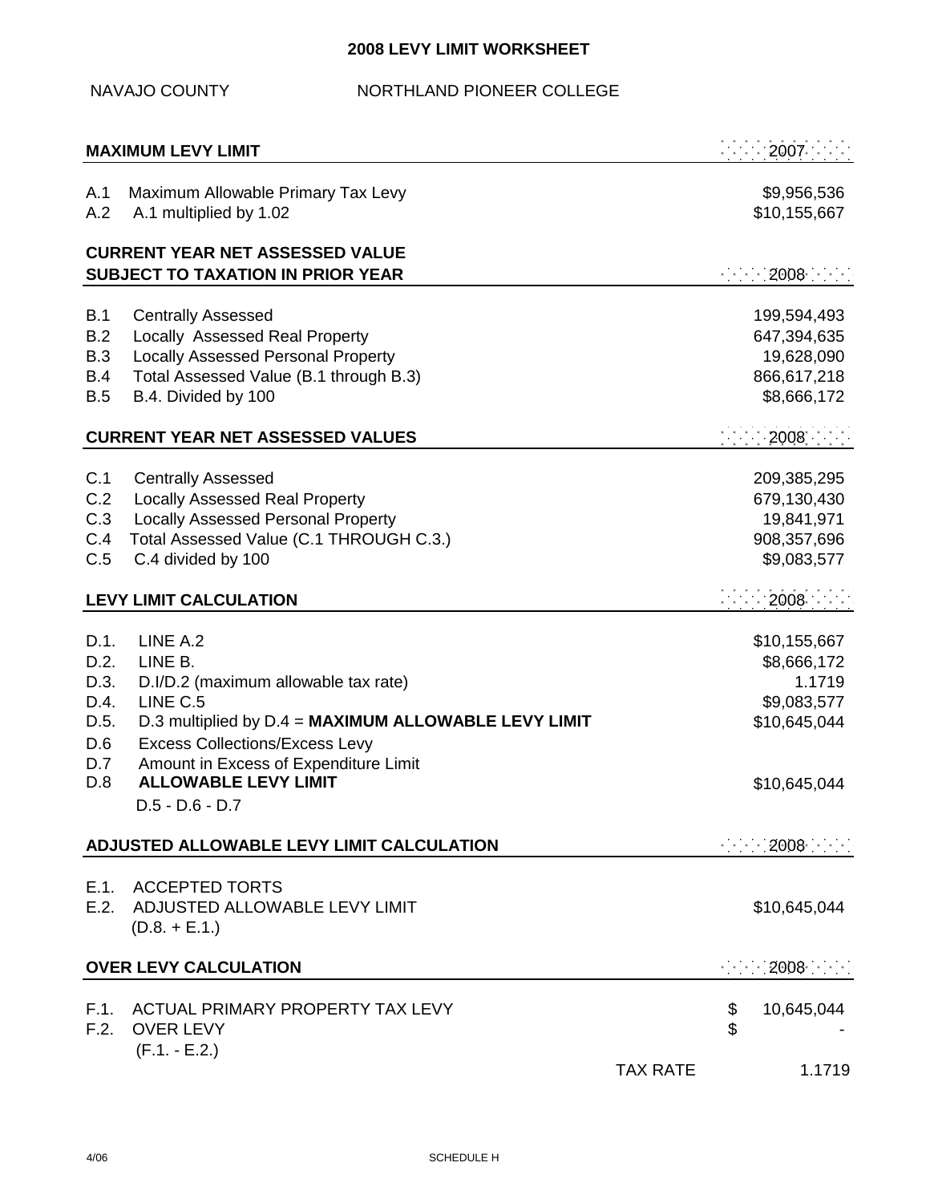## 2008 LEVY LIMIT WORKSHEET

NAVAJO COUNTY NORTHLAND PIONEER COLLEGE

| | MAXIMUM LEVY LIMIT | | 2007 |
|---|---|---|---|
| A.1 | Maximum Allowable Primary Tax Levy | | $9,956,536 |
| A.2 | A.1 multiplied by 1.02 | | $10,155,667 |

| | CURRENT YEAR NET ASSESSED VALUE SUBJECT TO TAXATION IN PRIOR YEAR | | 2008 |
|---|---|---|---|
| B.1 | Centrally Assessed | | 199,594,493 |
| B.2 | Locally Assessed Real Property | | 647,394,635 |
| B.3 | Locally Assessed Personal Property | | 19,628,090 |
| B.4 | Total Assessed Value (B.1 through B.3) | | 866,617,218 |
| B.5 | B.4. Divided by 100 | | $8,666,172 |

| | CURRENT YEAR NET ASSESSED VALUES | | 2008 |
|---|---|---|---|
| C.1 | Centrally Assessed | | 209,385,295 |
| C.2 | Locally Assessed Real Property | | 679,130,430 |
| C.3 | Locally Assessed Personal Property | | 19,841,971 |
| C.4 | Total Assessed Value (C.1 THROUGH C.3.) | | 908,357,696 |
| C.5 | C.4 divided by 100 | | $9,083,577 |

| | LEVY LIMIT CALCULATION | | 2008 |
|---|---|---|---|
| D.1. | LINE A.2 | | $10,155,667 |
| D.2. | LINE B. | | $8,666,172 |
| D.3. | D.I/D.2 (maximum allowable tax rate) | | 1.1719 |
| D.4. | LINE C.5 | | $9,083,577 |
| D.5. | D.3 multiplied by D.4 = **MAXIMUM ALLOWABLE LEVY LIMIT** | | $10,645,044 |
| D.6 | Excess Collections/Excess Levy | | |
| D.7 | Amount in Excess of Expenditure Limit | | |
| D.8 | **ALLOWABLE LEVY LIMIT** D.5 - D.6 - D.7 | | $10,645,044 |

| | ADJUSTED ALLOWABLE LEVY LIMIT CALCULATION | | 2008 |
|---|---|---|---|
| E.1. | ACCEPTED TORTS | | |
| E.2. | ADJUSTED ALLOWABLE LEVY LIMIT (D.8. + E.1.) | | $10,645,044 |

| | OVER LEVY CALCULATION | | 2008 |
|---|---|---|---|
| F.1. | ACTUAL PRIMARY PROPERTY TAX LEVY | $ | 10,645,044 |
| F.2. | OVER LEVY (F.1. - E.2.) | $ | - |
| | | TAX RATE | 1.1719 |

4/06 SCHEDULE H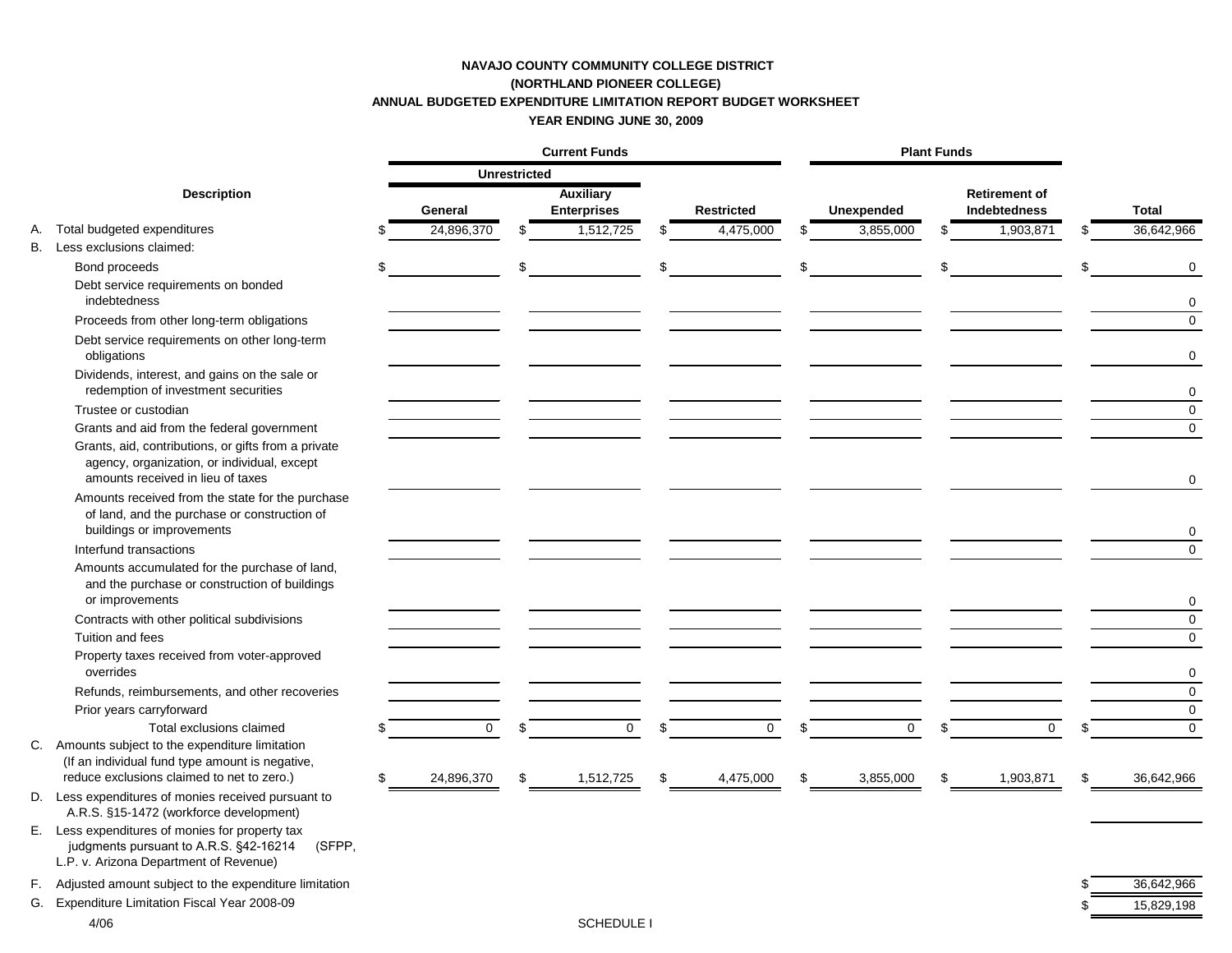**NAVAJO COUNTY COMMUNITY COLLEGE DISTRICT**
**(NORTHLAND PIONEER COLLEGE)**
**ANNUAL BUDGETED EXPENDITURE LIMITATION REPORT BUDGET WORKSHEET**
**YEAR ENDING JUNE 30, 2009**

| Description | Current Funds | | | Plant Funds | | |
|---|---|---|---|---|---|---|
| | Unrestricted | | | | | |
| | General | Auxiliary Enterprises | Restricted | Unexpended | Retirement of Indebtedness | Total |
| A. Total budgeted expenditures | $ 24,896,370 | $ 1,512,725 | $ 4,475,000 | $ 3,855,000 | $ 1,903,871 | $ 36,642,966 |
| B. Less exclusions claimed: | | | | | | |
| Bond proceeds | $ | $ | $ | $ | $ | $ 0 |
| Debt service requirements on bonded indebtedness | | | | | | 0 |
| Proceeds from other long-term obligations | | | | | | 0 |
| Debt service requirements on other long-term obligations | | | | | | 0 |
| Dividends, interest, and gains on the sale or redemption of investment securities | | | | | | 0 |
| Trustee or custodian | | | | | | 0 |
| Grants and aid from the federal government | | | | | | 0 |
| Grants, aid, contributions, or gifts from a private agency, organization, or individual, except amounts received in lieu of taxes | | | | | | 0 |
| Amounts received from the state for the purchase of land, and the purchase or construction of buildings or improvements | | | | | | 0 |
| Interfund transactions | | | | | | 0 |
| Amounts accumulated for the purchase of land, and the purchase or construction of buildings or improvements | | | | | | 0 |
| Contracts with other political subdivisions | | | | | | 0 |
| Tuition and fees | | | | | | 0 |
| Property taxes received from voter-approved overrides | | | | | | 0 |
| Refunds, reimbursements, and other recoveries | | | | | | 0 |
| Prior years carryforward | | | | | | 0 |
| Total exclusions claimed | $ 0 | $ 0 | $ 0 | $ 0 | $ 0 | $ 0 |
| C. Amounts subject to the expenditure limitation (If an individual fund type amount is negative, reduce exclusions claimed to net to zero.) | $ 24,896,370 | $ 1,512,725 | $ 4,475,000 | $ 3,855,000 | $ 1,903,871 | $ 36,642,966 |
| D. Less expenditures of monies received pursuant to A.R.S. §15-1472 (workforce development) | | | | | | |
| E. Less expenditures of monies for property tax judgments pursuant to A.R.S. §42-16214 (SFPP, L.P. v. Arizona Department of Revenue) | | | | | | |
| F. Adjusted amount subject to the expenditure limitation | | | | | | $ 36,642,966 |
| G. Expenditure Limitation Fiscal Year 2008-09 | | | | | | $ 15,829,198 |

4/06

SCHEDULE I